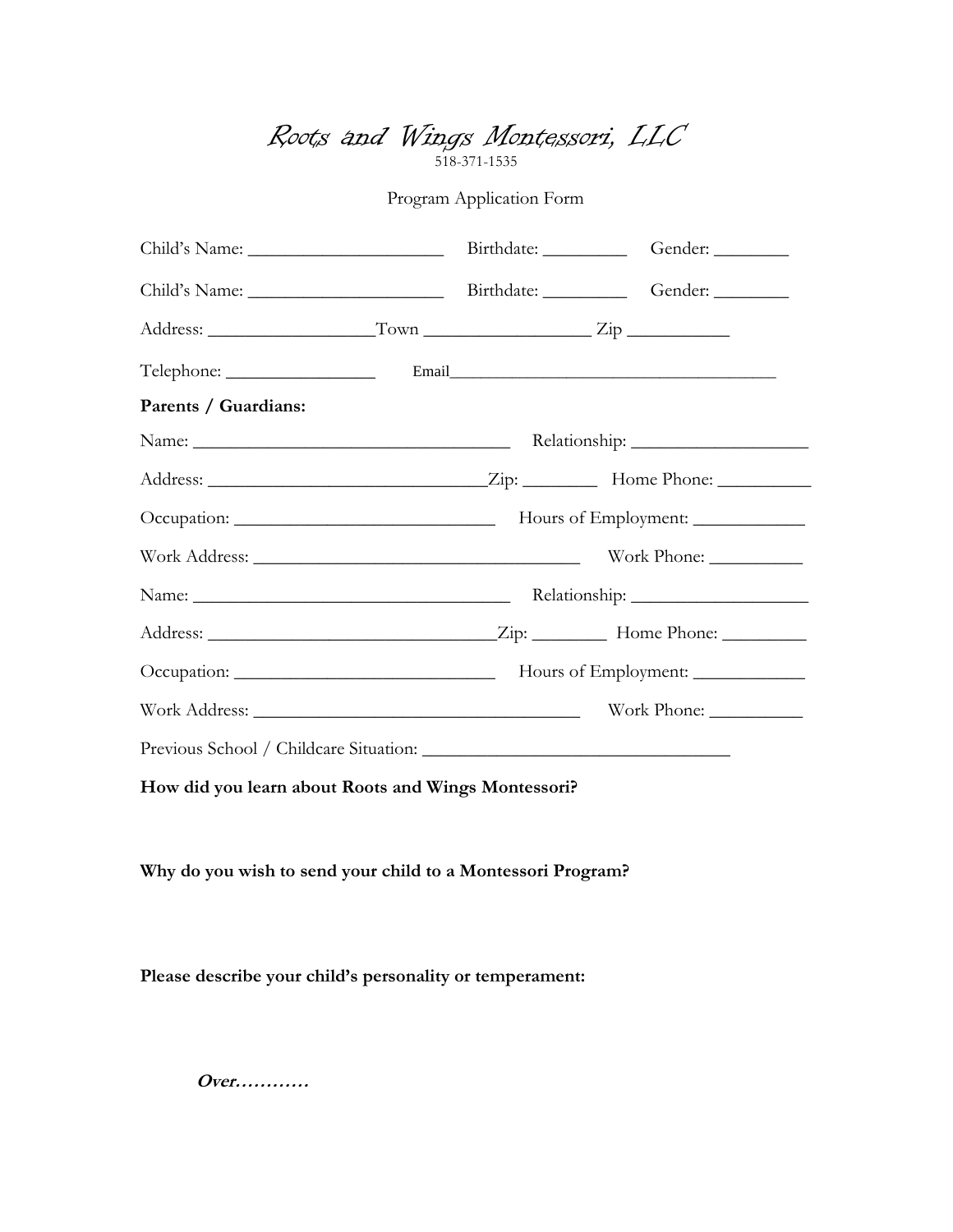# *Roots and Wings Montessori, LLC*

518-371-1535

Program Application Form

Child's Name: ______________________ Birthdate: _________ Gender: ________

Child's Name: ______________________ Birthdate: _________ Gender: ________

Address: __________________Town __________________ Zip ___________

Telephone: ________________ Email______________________________________

**Parents / Guardians:**

Name: ___________________________________ Relationship: ___________________

Address: ______________________________Zip: ________ Home Phone: __________

Occupation: ____________________________ Hours of Employment: ____________

Work Address: ___________________________________ Work Phone: __________

Name: ___________________________________ Relationship: ___________________

Address: ______________________________Zip: ________ Home Phone: _________

Occupation: ____________________________ Hours of Employment: ____________

Work Address: ___________________________________ Work Phone: __________

Previous School / Childcare Situation: _________________________________

**How did you learn about Roots and Wings Montessori?**

**Why do you wish to send your child to a Montessori Program?**

**Please describe your child's personality or temperament:**

***Over…………***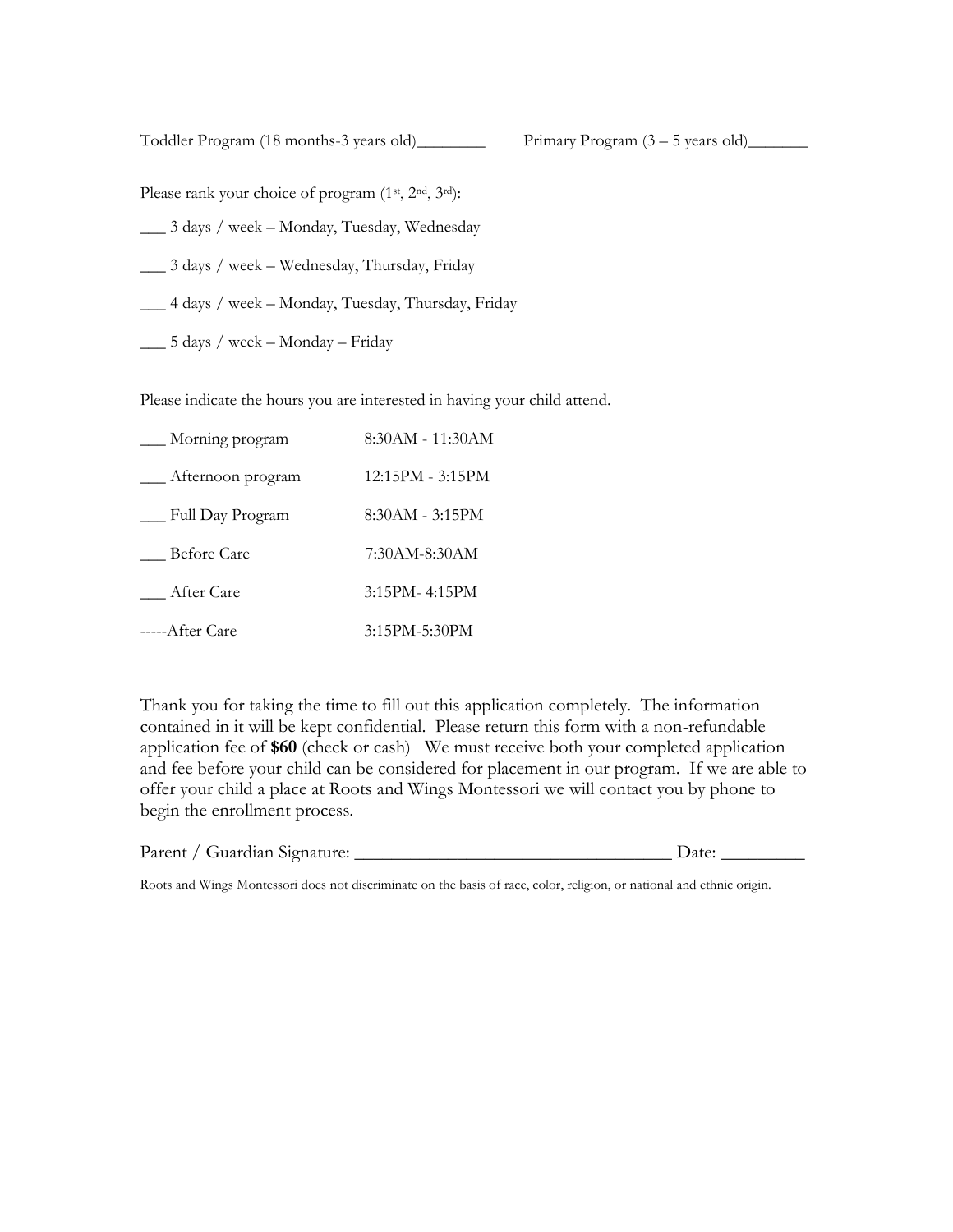Toddler Program (18 months-3 years old)________ Primary Program (3 – 5 years old)_______

Please rank your choice of program (1st, 2nd, 3rd):

___ 3 days / week – Monday, Tuesday, Wednesday

___ 3 days / week – Wednesday, Thursday, Friday

___ 4 days / week – Monday, Tuesday, Thursday, Friday

___ 5 days / week – Monday – Friday

Please indicate the hours you are interested in having your child attend.

| | |
|---|---|
| ___ Morning program | 8:30AM - 11:30AM |
| ___ Afternoon program | 12:15PM - 3:15PM |
| ___ Full Day Program | 8:30AM - 3:15PM |
| ___ Before Care | 7:30AM-8:30AM |
| ___ After Care | 3:15PM- 4:15PM |
| -----After Care | 3:15PM-5:30PM |

Thank you for taking the time to fill out this application completely. The information contained in it will be kept confidential. Please return this form with a non-refundable application fee of **$60** (check or cash) We must receive both your completed application and fee before your child can be considered for placement in our program. If we are able to offer your child a place at Roots and Wings Montessori we will contact you by phone to begin the enrollment process.

Parent / Guardian Signature: ___________________________________ Date: _________

Roots and Wings Montessori does not discriminate on the basis of race, color, religion, or national and ethnic origin.